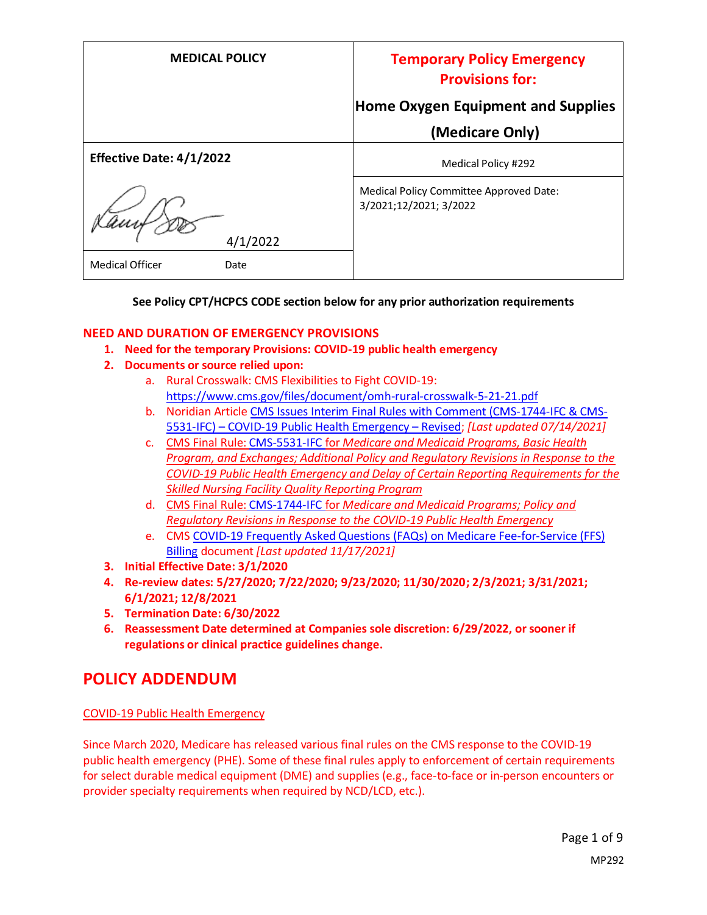| MEDICAL POLICY | Temporary Policy Emergency Provisions for: Home Oxygen Equipment and Supplies (Medicare Only) |
| --- | --- |
| Effective Date: 4/1/2022 | Medical Policy #292 |
| 4/1/2022 | Medical Policy Committee Approved Date: 3/2021;12/2021; 3/2022 |
| Medical Officer Date | |

**See Policy CPT/HCPCS CODE section below for any prior authorization requirements**

**NEED AND DURATION OF EMERGENCY PROVISIONS**

1. **Need for the temporary Provisions: COVID-19 public health emergency**
2. **Documents or source relied upon:**
   a. Rural Crosswalk: CMS Flexibilities to Fight COVID-19: https://www.cms.gov/files/document/omh-rural-crosswalk-5-21-21.pdf
   b. Noridian Article CMS Issues Interim Final Rules with Comment (CMS-1744-IFC & CMS-5531-IFC) – COVID-19 Public Health Emergency – Revised; *[Last updated 07/14/2021]*
   c. CMS Final Rule: CMS-5531-IFC for *Medicare and Medicaid Programs, Basic Health Program, and Exchanges; Additional Policy and Regulatory Revisions in Response to the COVID-19 Public Health Emergency and Delay of Certain Reporting Requirements for the Skilled Nursing Facility Quality Reporting Program*
   d. CMS Final Rule: CMS-1744-IFC for *Medicare and Medicaid Programs; Policy and Regulatory Revisions in Response to the COVID-19 Public Health Emergency*
   e. CMS COVID-19 Frequently Asked Questions (FAQs) on Medicare Fee-for-Service (FFS) Billing document *[Last updated 11/17/2021]*
3. **Initial Effective Date: 3/1/2020**
4. **Re-review dates: 5/27/2020; 7/22/2020; 9/23/2020; 11/30/2020; 2/3/2021; 3/31/2021; 6/1/2021; 12/8/2021**
5. **Termination Date: 6/30/2022**
6. **Reassessment Date determined at Companies sole discretion: 6/29/2022, or sooner if regulations or clinical practice guidelines change.**

# POLICY ADDENDUM

COVID-19 Public Health Emergency

Since March 2020, Medicare has released various final rules on the CMS response to the COVID-19 public health emergency (PHE). Some of these final rules apply to enforcement of certain requirements for select durable medical equipment (DME) and supplies (e.g., face-to-face or in-person encounters or provider specialty requirements when required by NCD/LCD, etc.).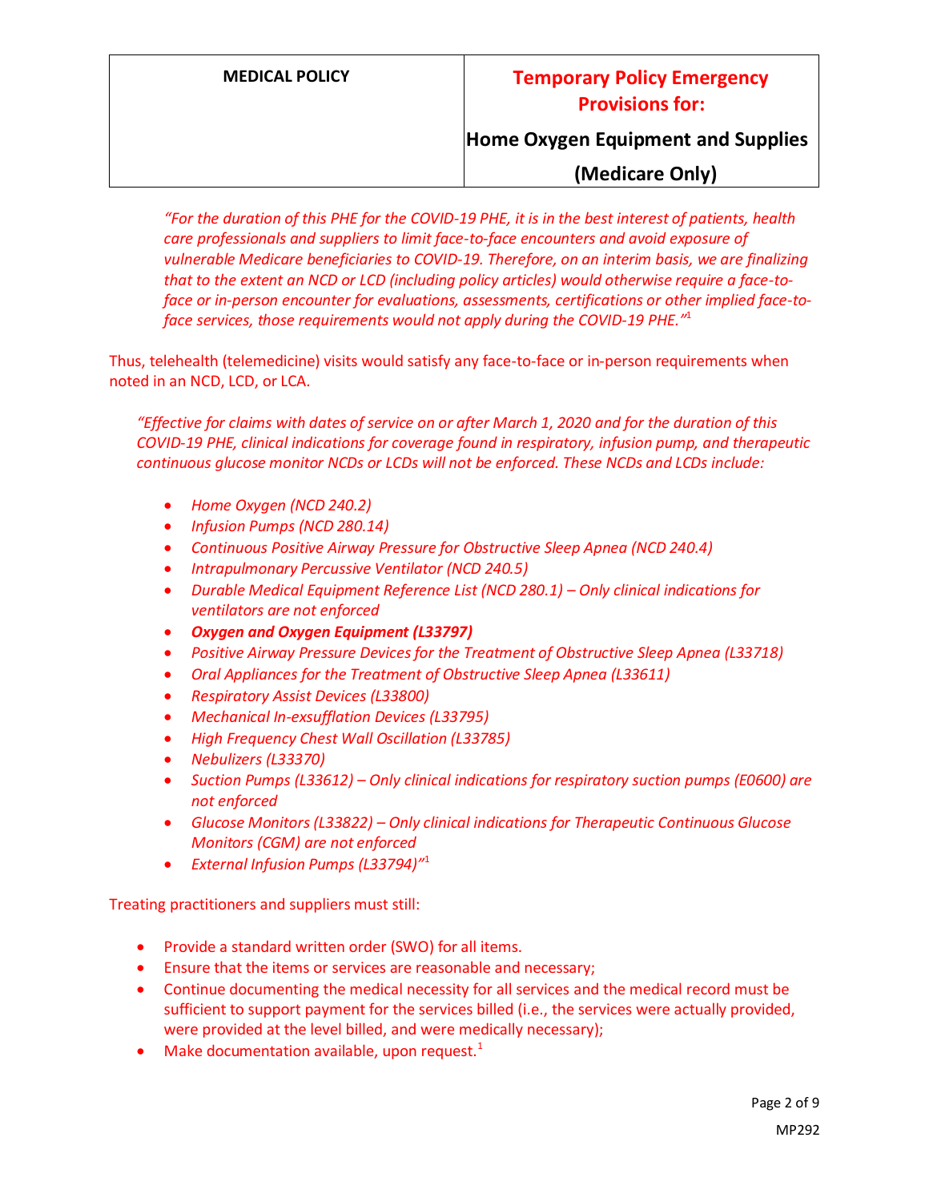*"For the duration of this PHE for the COVID-19 PHE, it is in the best interest of patients, health care professionals and suppliers to limit face-to-face encounters and avoid exposure of vulnerable Medicare beneficiaries to COVID-19. Therefore, on an interim basis, we are finalizing that to the extent an NCD or LCD (including policy articles) would otherwise require a face-to-face or in-person encounter for evaluations, assessments, certifications or other implied face-to-face services, those requirements would not apply during the COVID-19 PHE."*[1]

Thus, telehealth (telemedicine) visits would satisfy any face-to-face or in-person requirements when noted in an NCD, LCD, or LCA.

*"Effective for claims with dates of service on or after March 1, 2020 and for the duration of this COVID-19 PHE, clinical indications for coverage found in respiratory, infusion pump, and therapeutic continuous glucose monitor NCDs or LCDs will not be enforced. These NCDs and LCDs include:*

- *Home Oxygen (NCD 240.2)*
- *Infusion Pumps (NCD 280.14)*
- *Continuous Positive Airway Pressure for Obstructive Sleep Apnea (NCD 240.4)*
- *Intrapulmonary Percussive Ventilator (NCD 240.5)*
- *Durable Medical Equipment Reference List (NCD 280.1) – Only clinical indications for ventilators are not enforced*
- ***Oxygen and Oxygen Equipment (L33797)***
- *Positive Airway Pressure Devices for the Treatment of Obstructive Sleep Apnea (L33718)*
- *Oral Appliances for the Treatment of Obstructive Sleep Apnea (L33611)*
- *Respiratory Assist Devices (L33800)*
- *Mechanical In-exsufflation Devices (L33795)*
- *High Frequency Chest Wall Oscillation (L33785)*
- *Nebulizers (L33370)*
- *Suction Pumps (L33612) – Only clinical indications for respiratory suction pumps (E0600) are not enforced*
- *Glucose Monitors (L33822) – Only clinical indications for Therapeutic Continuous Glucose Monitors (CGM) are not enforced*
- *External Infusion Pumps (L33794)"*[1]

Treating practitioners and suppliers must still:

- Provide a standard written order (SWO) for all items.
- Ensure that the items or services are reasonable and necessary;
- Continue documenting the medical necessity for all services and the medical record must be sufficient to support payment for the services billed (i.e., the services were actually provided, were provided at the level billed, and were medically necessary);
- Make documentation available, upon request.[1]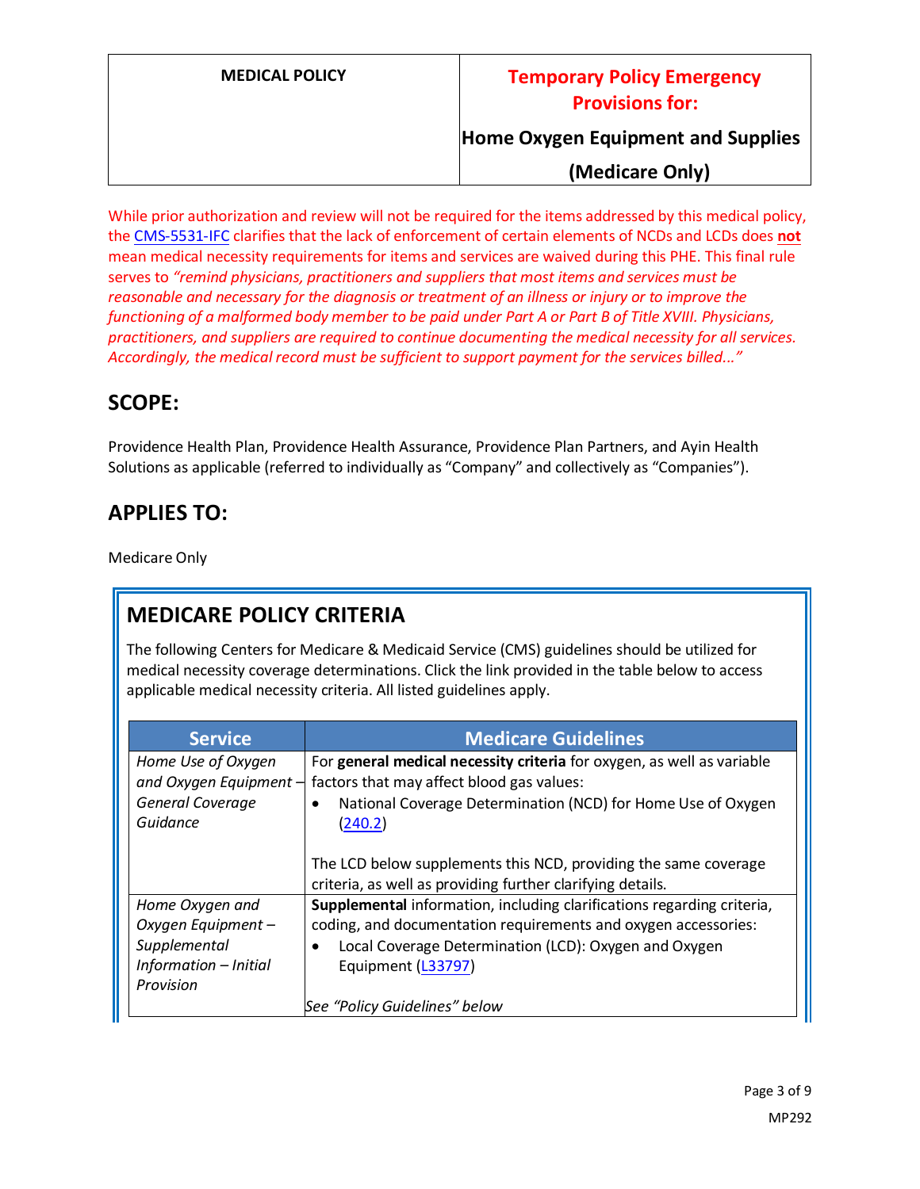| MEDICAL POLICY | Temporary Policy Emergency Provisions for: Home Oxygen Equipment and Supplies (Medicare Only) |
|---|---|

While prior authorization and review will not be required for the items addressed by this medical policy, the CMS-5531-IFC clarifies that the lack of enforcement of certain elements of NCDs and LCDs does **not** mean medical necessity requirements for items and services are waived during this PHE. This final rule serves to *"remind physicians, practitioners and suppliers that most items and services must be reasonable and necessary for the diagnosis or treatment of an illness or injury or to improve the functioning of a malformed body member to be paid under Part A or Part B of Title XVIII. Physicians, practitioners, and suppliers are required to continue documenting the medical necessity for all services. Accordingly, the medical record must be sufficient to support payment for the services billed..."*

## SCOPE:

Providence Health Plan, Providence Health Assurance, Providence Plan Partners, and Ayin Health Solutions as applicable (referred to individually as "Company" and collectively as "Companies").

## APPLIES TO:

Medicare Only

## MEDICARE POLICY CRITERIA

The following Centers for Medicare & Medicaid Service (CMS) guidelines should be utilized for medical necessity coverage determinations. Click the link provided in the table below to access applicable medical necessity criteria. All listed guidelines apply.

| Service | Medicare Guidelines |
|---|---|
| *Home Use of Oxygen and Oxygen Equipment – General Coverage Guidance* | For **general medical necessity criteria** for oxygen, as well as variable factors that may affect blood gas values:<br>• National Coverage Determination (NCD) for Home Use of Oxygen (240.2)<br><br>The LCD below supplements this NCD, providing the same coverage criteria, as well as providing further clarifying details. |
| *Home Oxygen and Oxygen Equipment – Supplemental Information – Initial Provision* | **Supplemental** information, including clarifications regarding criteria, coding, and documentation requirements and oxygen accessories:<br>• Local Coverage Determination (LCD): Oxygen and Oxygen Equipment (L33797)<br><br>*See "Policy Guidelines" below* |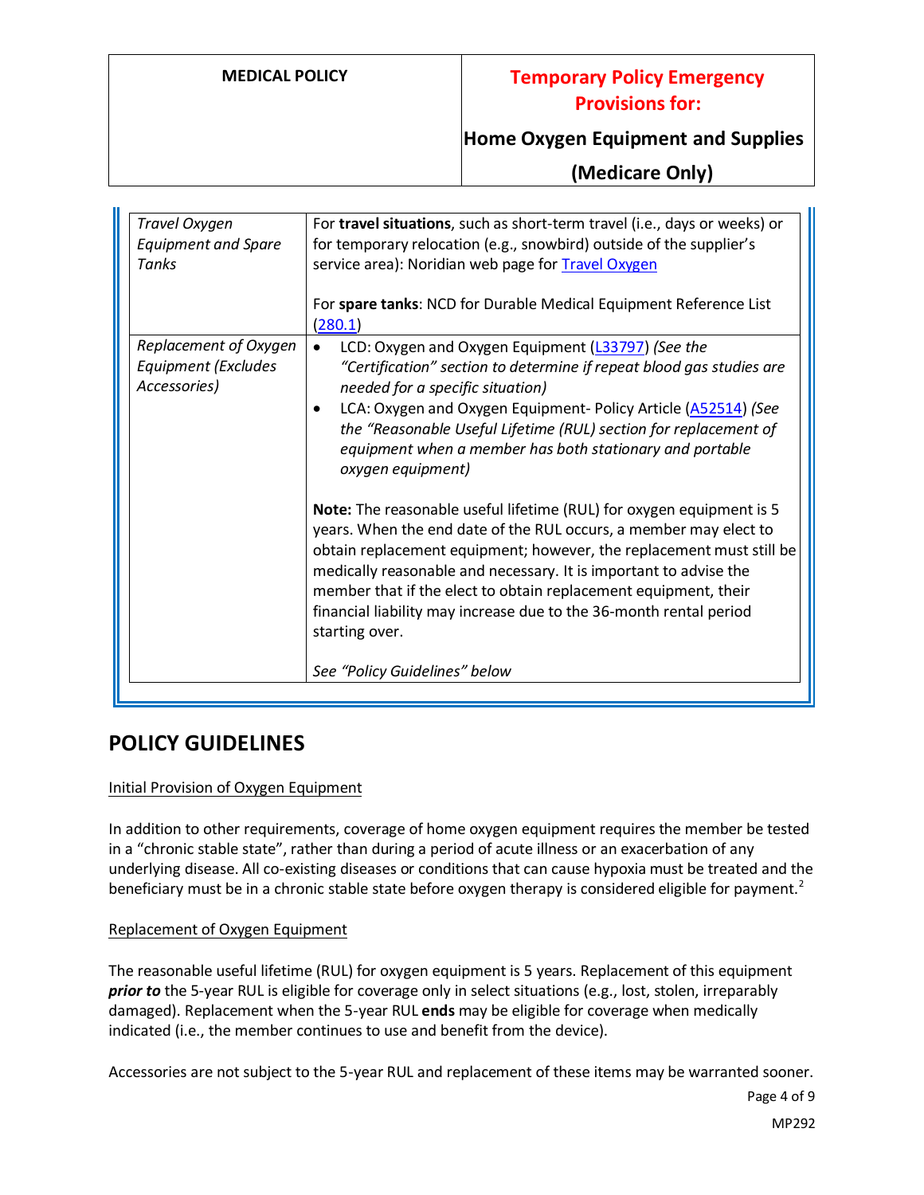| Travel Oxygen Equipment and Spare Tanks | For **travel situations**, such as short-term travel (i.e., days or weeks) or for temporary relocation (e.g., snowbird) outside of the supplier's service area): Noridian web page for Travel Oxygen<br><br>For **spare tanks**: NCD for Durable Medical Equipment Reference List (280.1) |
|---|---|
| *Replacement of Oxygen Equipment (Excludes Accessories)* | • LCD: Oxygen and Oxygen Equipment (L33797) *(See the "Certification" section to determine if repeat blood gas studies are needed for a specific situation)*<br>• LCA: Oxygen and Oxygen Equipment- Policy Article (A52514) *(See the "Reasonable Useful Lifetime (RUL) section for replacement of equipment when a member has both stationary and portable oxygen equipment)*<br><br>**Note:** The reasonable useful lifetime (RUL) for oxygen equipment is 5 years. When the end date of the RUL occurs, a member may elect to obtain replacement equipment; however, the replacement must still be medically reasonable and necessary. It is important to advise the member that if the elect to obtain replacement equipment, their financial liability may increase due to the 36-month rental period starting over.<br><br>*See "Policy Guidelines" below* |

## POLICY GUIDELINES

Initial Provision of Oxygen Equipment

In addition to other requirements, coverage of home oxygen equipment requires the member be tested in a "chronic stable state", rather than during a period of acute illness or an exacerbation of any underlying disease. All co-existing diseases or conditions that can cause hypoxia must be treated and the beneficiary must be in a chronic stable state before oxygen therapy is considered eligible for payment.[2]

Replacement of Oxygen Equipment

The reasonable useful lifetime (RUL) for oxygen equipment is 5 years. Replacement of this equipment ***prior to*** the 5-year RUL is eligible for coverage only in select situations (e.g., lost, stolen, irreparably damaged). Replacement when the 5-year RUL **ends** may be eligible for coverage when medically indicated (i.e., the member continues to use and benefit from the device).

Accessories are not subject to the 5-year RUL and replacement of these items may be warranted sooner.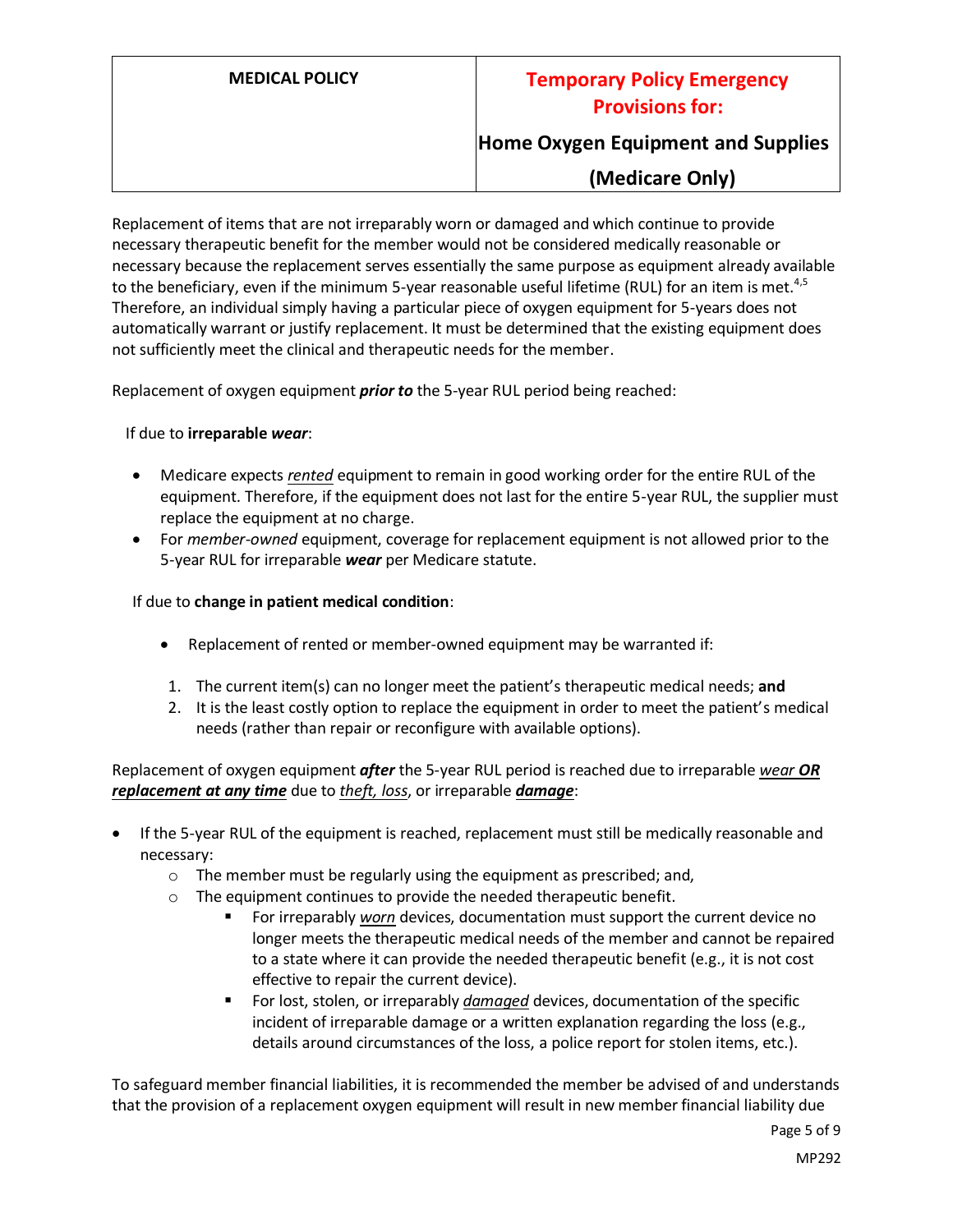Replacement of items that are not irreparably worn or damaged and which continue to provide necessary therapeutic benefit for the member would not be considered medically reasonable or necessary because the replacement serves essentially the same purpose as equipment already available to the beneficiary, even if the minimum 5-year reasonable useful lifetime (RUL) for an item is met.[4,5] Therefore, an individual simply having a particular piece of oxygen equipment for 5-years does not automatically warrant or justify replacement. It must be determined that the existing equipment does not sufficiently meet the clinical and therapeutic needs for the member.

Replacement of oxygen equipment ***prior to*** the 5-year RUL period being reached:

If due to **irreparable *wear***:

- Medicare expects *rented* equipment to remain in good working order for the entire RUL of the equipment. Therefore, if the equipment does not last for the entire 5-year RUL, the supplier must replace the equipment at no charge.
- For *member-owned* equipment, coverage for replacement equipment is not allowed prior to the 5-year RUL for irreparable ***wear*** per Medicare statute.

If due to **change in patient medical condition**:

- Replacement of rented or member-owned equipment may be warranted if:

1. The current item(s) can no longer meet the patient's therapeutic medical needs; **and**
2. It is the least costly option to replace the equipment in order to meet the patient's medical needs (rather than repair or reconfigure with available options).

Replacement of oxygen equipment ***after*** the 5-year RUL period is reached due to irreparable *wear* ***OR replacement at any time*** due to *theft, loss*, or irreparable ***damage***:

- If the 5-year RUL of the equipment is reached, replacement must still be medically reasonable and necessary:
  - The member must be regularly using the equipment as prescribed; and,
  - The equipment continues to provide the needed therapeutic benefit.
    - For irreparably *worn* devices, documentation must support the current device no longer meets the therapeutic medical needs of the member and cannot be repaired to a state where it can provide the needed therapeutic benefit (e.g., it is not cost effective to repair the current device).
    - For lost, stolen, or irreparably *damaged* devices, documentation of the specific incident of irreparable damage or a written explanation regarding the loss (e.g., details around circumstances of the loss, a police report for stolen items, etc.).

To safeguard member financial liabilities, it is recommended the member be advised of and understands that the provision of a replacement oxygen equipment will result in new member financial liability due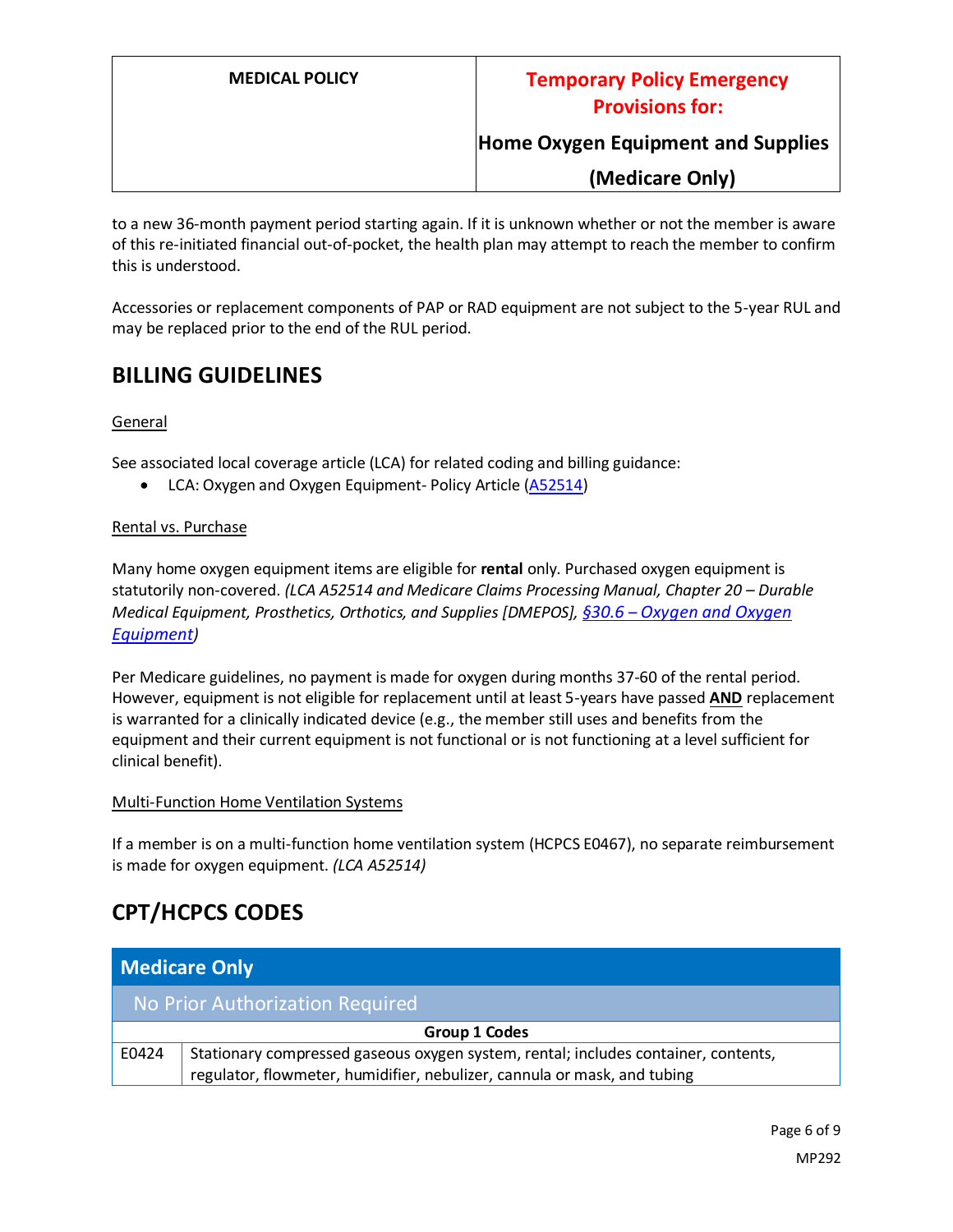to a new 36-month payment period starting again. If it is unknown whether or not the member is aware of this re-initiated financial out-of-pocket, the health plan may attempt to reach the member to confirm this is understood.

Accessories or replacement components of PAP or RAD equipment are not subject to the 5-year RUL and may be replaced prior to the end of the RUL period.

## BILLING GUIDELINES

General

See associated local coverage article (LCA) for related coding and billing guidance:

- LCA: Oxygen and Oxygen Equipment- Policy Article (A52514)

Rental vs. Purchase

Many home oxygen equipment items are eligible for **rental** only. Purchased oxygen equipment is statutorily non-covered. *(LCA A52514 and Medicare Claims Processing Manual, Chapter 20 – Durable Medical Equipment, Prosthetics, Orthotics, and Supplies [DMEPOS], §30.6 – Oxygen and Oxygen Equipment)*

Per Medicare guidelines, no payment is made for oxygen during months 37-60 of the rental period. However, equipment is not eligible for replacement until at least 5-years have passed **AND** replacement is warranted for a clinically indicated device (e.g., the member still uses and benefits from the equipment and their current equipment is not functional or is not functioning at a level sufficient for clinical benefit).

Multi-Function Home Ventilation Systems

If a member is on a multi-function home ventilation system (HCPCS E0467), no separate reimbursement is made for oxygen equipment. *(LCA A52514)*

## CPT/HCPCS CODES

| Medicare Only | |
|---|---|
| No Prior Authorization Required | |
| Group 1 Codes | |
| E0424 | Stationary compressed gaseous oxygen system, rental; includes container, contents, regulator, flowmeter, humidifier, nebulizer, cannula or mask, and tubing |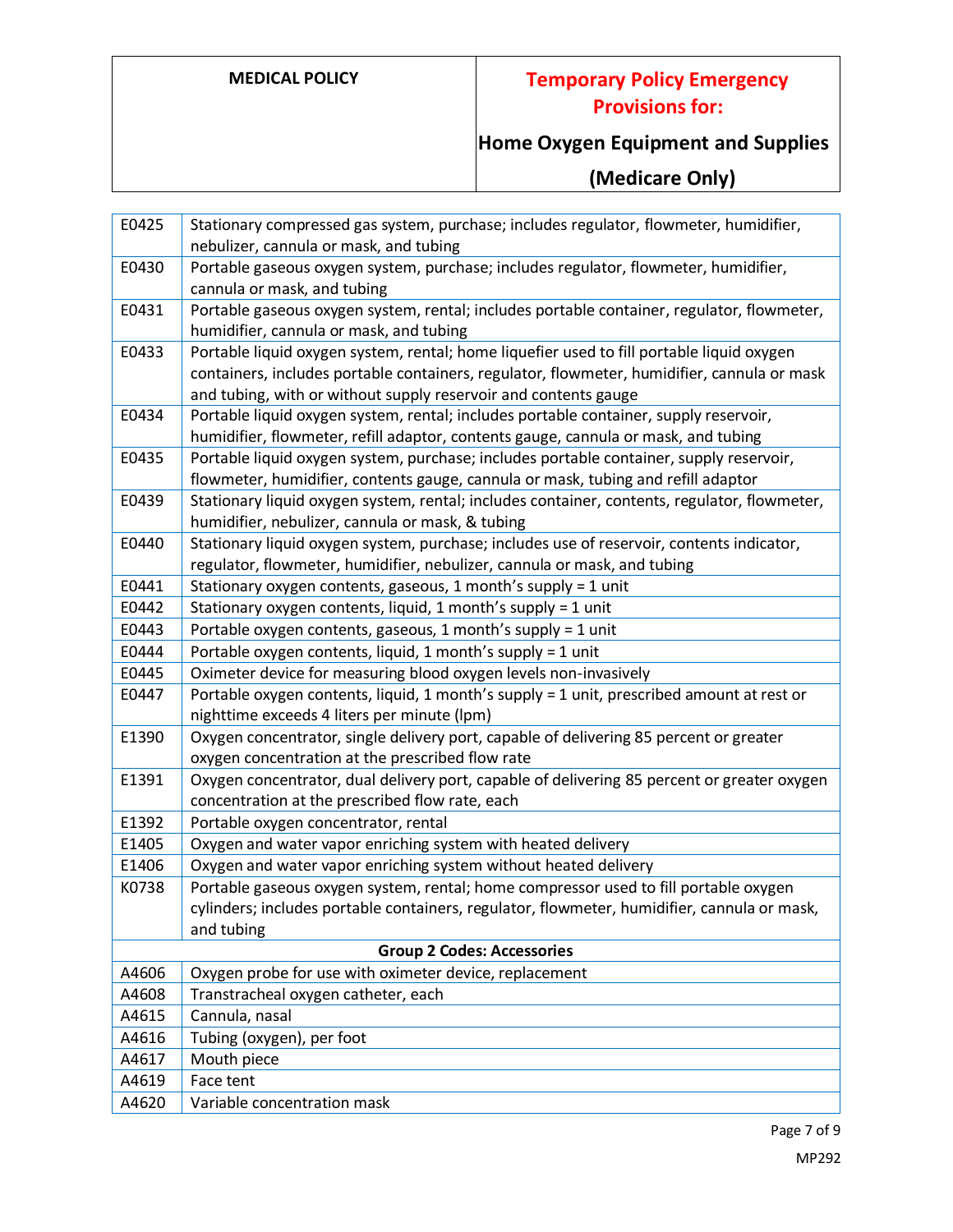| | |
|---|---|
| E0425 | Stationary compressed gas system, purchase; includes regulator, flowmeter, humidifier, nebulizer, cannula or mask, and tubing |
| E0430 | Portable gaseous oxygen system, purchase; includes regulator, flowmeter, humidifier, cannula or mask, and tubing |
| E0431 | Portable gaseous oxygen system, rental; includes portable container, regulator, flowmeter, humidifier, cannula or mask, and tubing |
| E0433 | Portable liquid oxygen system, rental; home liquefier used to fill portable liquid oxygen containers, includes portable containers, regulator, flowmeter, humidifier, cannula or mask and tubing, with or without supply reservoir and contents gauge |
| E0434 | Portable liquid oxygen system, rental; includes portable container, supply reservoir, humidifier, flowmeter, refill adaptor, contents gauge, cannula or mask, and tubing |
| E0435 | Portable liquid oxygen system, purchase; includes portable container, supply reservoir, flowmeter, humidifier, contents gauge, cannula or mask, tubing and refill adaptor |
| E0439 | Stationary liquid oxygen system, rental; includes container, contents, regulator, flowmeter, humidifier, nebulizer, cannula or mask, & tubing |
| E0440 | Stationary liquid oxygen system, purchase; includes use of reservoir, contents indicator, regulator, flowmeter, humidifier, nebulizer, cannula or mask, and tubing |
| E0441 | Stationary oxygen contents, gaseous, 1 month's supply = 1 unit |
| E0442 | Stationary oxygen contents, liquid, 1 month's supply = 1 unit |
| E0443 | Portable oxygen contents, gaseous, 1 month's supply = 1 unit |
| E0444 | Portable oxygen contents, liquid, 1 month's supply = 1 unit |
| E0445 | Oximeter device for measuring blood oxygen levels non-invasively |
| E0447 | Portable oxygen contents, liquid, 1 month's supply = 1 unit, prescribed amount at rest or nighttime exceeds 4 liters per minute (lpm) |
| E1390 | Oxygen concentrator, single delivery port, capable of delivering 85 percent or greater oxygen concentration at the prescribed flow rate |
| E1391 | Oxygen concentrator, dual delivery port, capable of delivering 85 percent or greater oxygen concentration at the prescribed flow rate, each |
| E1392 | Portable oxygen concentrator, rental |
| E1405 | Oxygen and water vapor enriching system with heated delivery |
| E1406 | Oxygen and water vapor enriching system without heated delivery |
| K0738 | Portable gaseous oxygen system, rental; home compressor used to fill portable oxygen cylinders; includes portable containers, regulator, flowmeter, humidifier, cannula or mask, and tubing |
| **Group 2 Codes: Accessories** | |
| A4606 | Oxygen probe for use with oximeter device, replacement |
| A4608 | Transtracheal oxygen catheter, each |
| A4615 | Cannula, nasal |
| A4616 | Tubing (oxygen), per foot |
| A4617 | Mouth piece |
| A4619 | Face tent |
| A4620 | Variable concentration mask |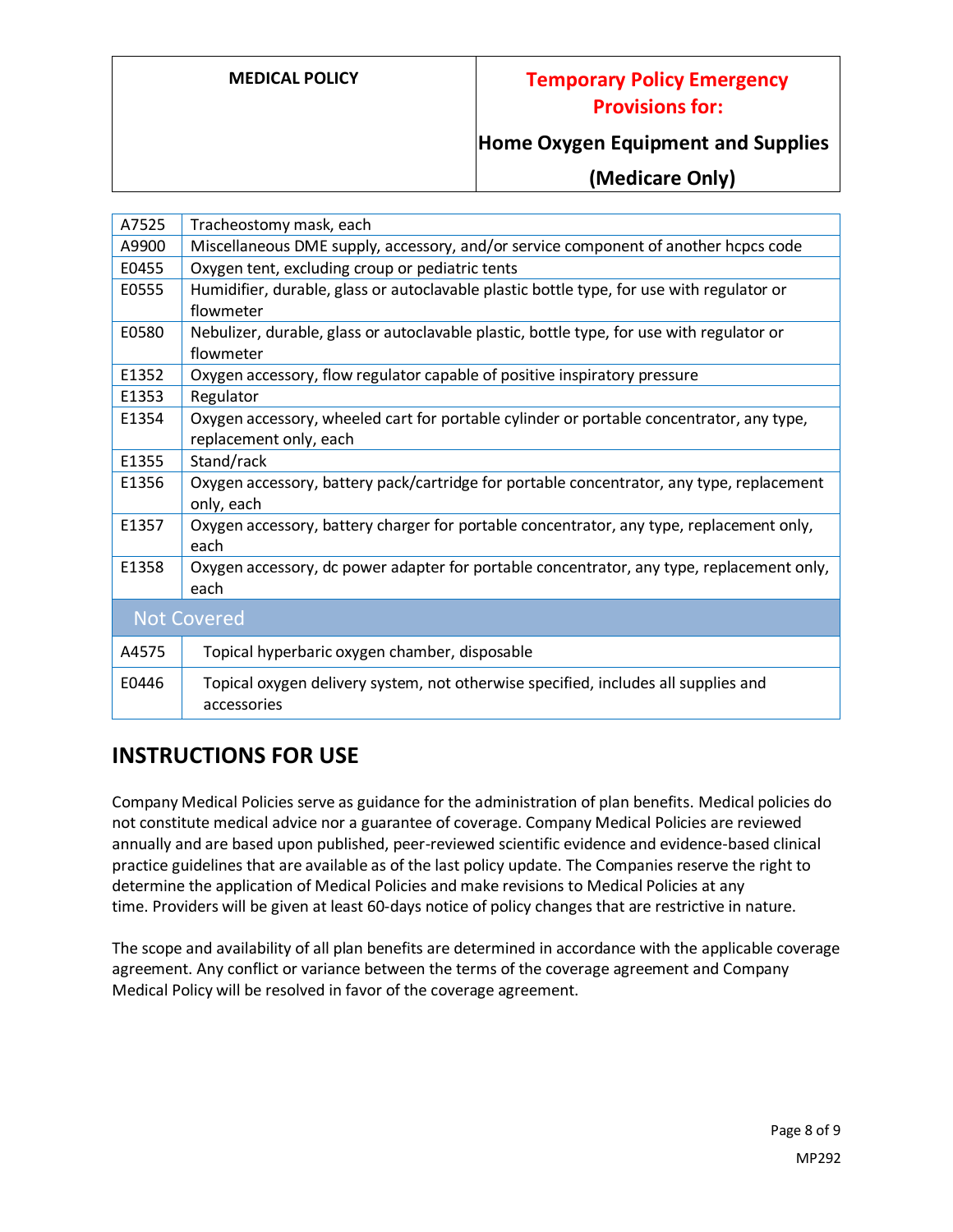| | |
|---|---|
| A7525 | Tracheostomy mask, each |
| A9900 | Miscellaneous DME supply, accessory, and/or service component of another hcpcs code |
| E0455 | Oxygen tent, excluding croup or pediatric tents |
| E0555 | Humidifier, durable, glass or autoclavable plastic bottle type, for use with regulator or flowmeter |
| E0580 | Nebulizer, durable, glass or autoclavable plastic, bottle type, for use with regulator or flowmeter |
| E1352 | Oxygen accessory, flow regulator capable of positive inspiratory pressure |
| E1353 | Regulator |
| E1354 | Oxygen accessory, wheeled cart for portable cylinder or portable concentrator, any type, replacement only, each |
| E1355 | Stand/rack |
| E1356 | Oxygen accessory, battery pack/cartridge for portable concentrator, any type, replacement only, each |
| E1357 | Oxygen accessory, battery charger for portable concentrator, any type, replacement only, each |
| E1358 | Oxygen accessory, dc power adapter for portable concentrator, any type, replacement only, each |
| **Not Covered** | |
| A4575 | Topical hyperbaric oxygen chamber, disposable |
| E0446 | Topical oxygen delivery system, not otherwise specified, includes all supplies and accessories |

## INSTRUCTIONS FOR USE

Company Medical Policies serve as guidance for the administration of plan benefits. Medical policies do not constitute medical advice nor a guarantee of coverage. Company Medical Policies are reviewed annually and are based upon published, peer-reviewed scientific evidence and evidence-based clinical practice guidelines that are available as of the last policy update. The Companies reserve the right to determine the application of Medical Policies and make revisions to Medical Policies at any time. Providers will be given at least 60-days notice of policy changes that are restrictive in nature.

The scope and availability of all plan benefits are determined in accordance with the applicable coverage agreement. Any conflict or variance between the terms of the coverage agreement and Company Medical Policy will be resolved in favor of the coverage agreement.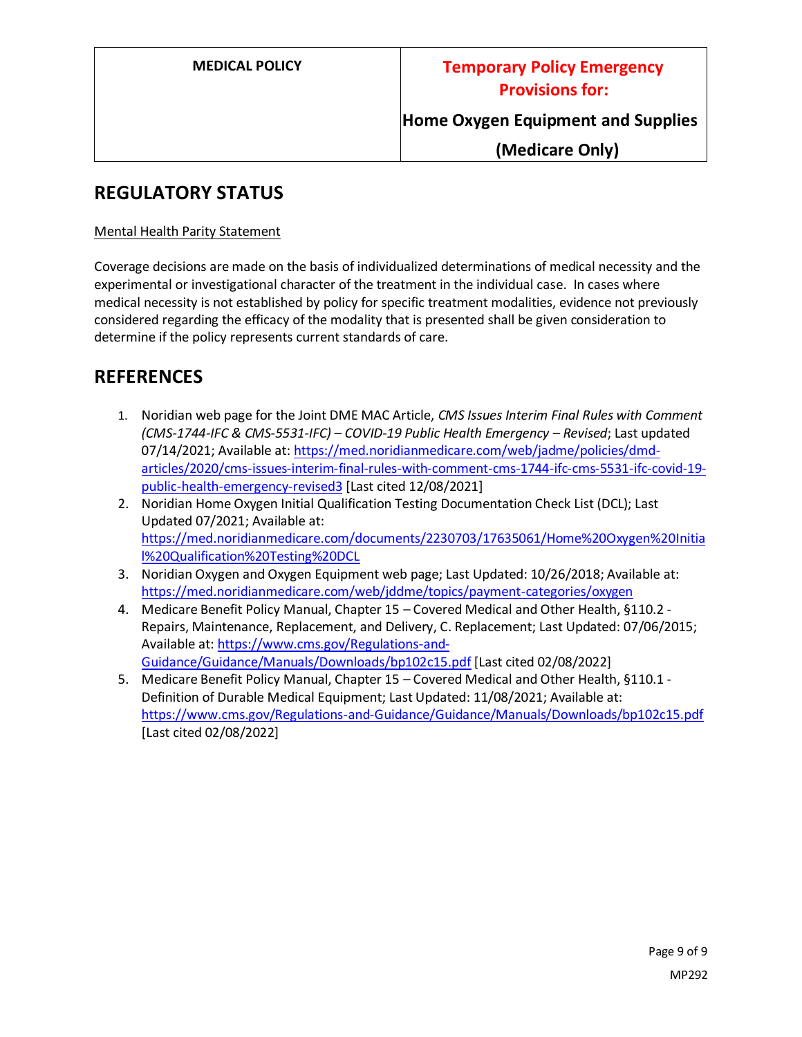## REGULATORY STATUS

Mental Health Parity Statement

Coverage decisions are made on the basis of individualized determinations of medical necessity and the experimental or investigational character of the treatment in the individual case. In cases where medical necessity is not established by policy for specific treatment modalities, evidence not previously considered regarding the efficacy of the modality that is presented shall be given consideration to determine if the policy represents current standards of care.

## REFERENCES

1. Noridian web page for the Joint DME MAC Article, *CMS Issues Interim Final Rules with Comment (CMS-1744-IFC & CMS-5531-IFC) – COVID-19 Public Health Emergency – Revised*; Last updated 07/14/2021; Available at: https://med.noridianmedicare.com/web/jadme/policies/dmd-articles/2020/cms-issues-interim-final-rules-with-comment-cms-1744-ifc-cms-5531-ifc-covid-19-public-health-emergency-revised3 [Last cited 12/08/2021]
2. Noridian Home Oxygen Initial Qualification Testing Documentation Check List (DCL); Last Updated 07/2021; Available at: https://med.noridianmedicare.com/documents/2230703/17635061/Home%20Oxygen%20Initial%20Qualification%20Testing%20DCL
3. Noridian Oxygen and Oxygen Equipment web page; Last Updated: 10/26/2018; Available at: https://med.noridianmedicare.com/web/jddme/topics/payment-categories/oxygen
4. Medicare Benefit Policy Manual, Chapter 15 – Covered Medical and Other Health, §110.2 - Repairs, Maintenance, Replacement, and Delivery, C. Replacement; Last Updated: 07/06/2015; Available at: https://www.cms.gov/Regulations-and-Guidance/Guidance/Manuals/Downloads/bp102c15.pdf [Last cited 02/08/2022]
5. Medicare Benefit Policy Manual, Chapter 15 – Covered Medical and Other Health, §110.1 - Definition of Durable Medical Equipment; Last Updated: 11/08/2021; Available at: https://www.cms.gov/Regulations-and-Guidance/Guidance/Manuals/Downloads/bp102c15.pdf [Last cited 02/08/2022]